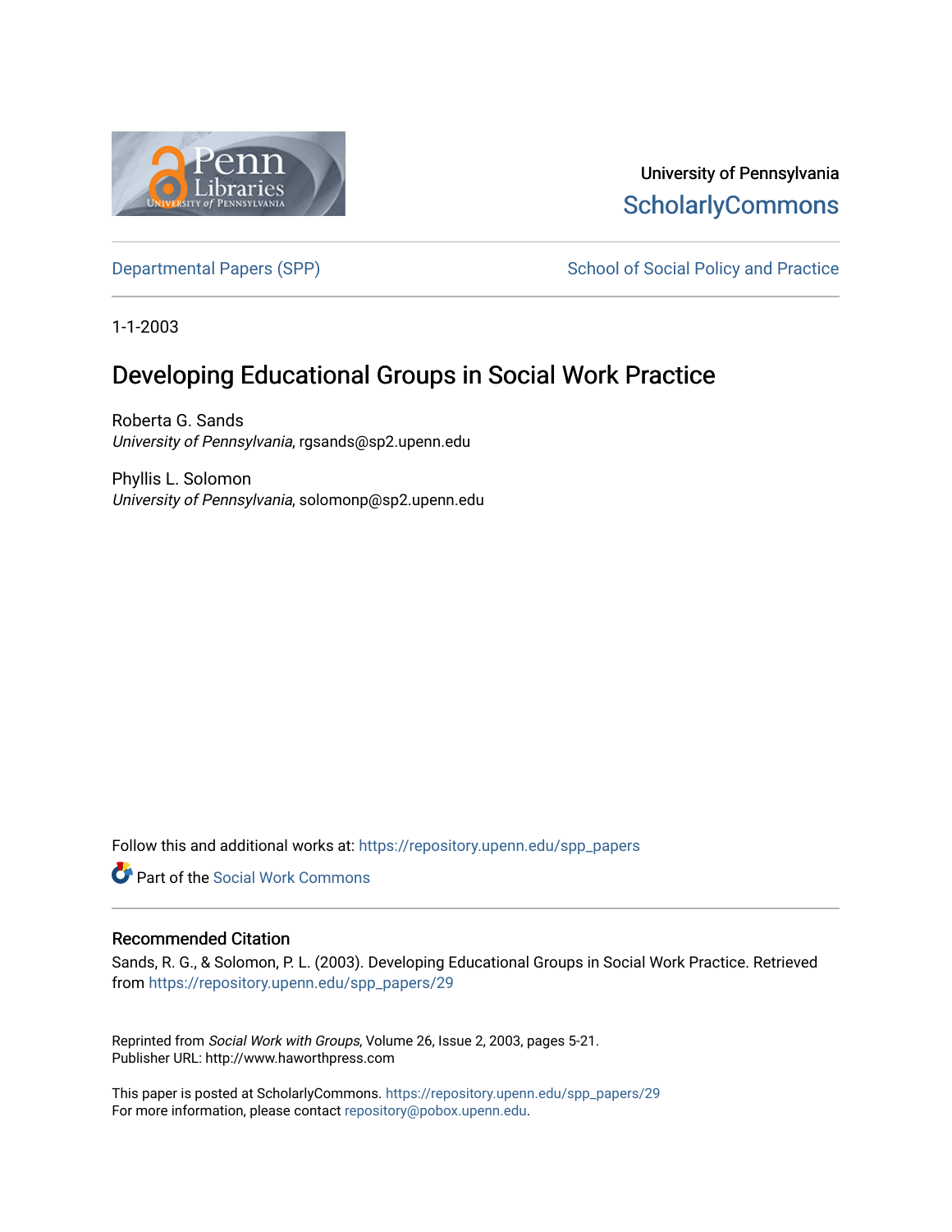University of Pennsylvania
ScholarlyCommons

Departmental Papers (SPP)

School of Social Policy and Practice

1-1-2003

# Developing Educational Groups in Social Work Practice

Roberta G. Sands
*University of Pennsylvania*, rgsands@sp2.upenn.edu

Phyllis L. Solomon
*University of Pennsylvania*, solomonp@sp2.upenn.edu

Follow this and additional works at: https://repository.upenn.edu/spp_papers

Part of the Social Work Commons

## Recommended Citation

Sands, R. G., & Solomon, P. L. (2003). Developing Educational Groups in Social Work Practice. Retrieved from https://repository.upenn.edu/spp_papers/29

Reprinted from *Social Work with Groups*, Volume 26, Issue 2, 2003, pages 5-21.
Publisher URL: http://www.haworthpress.com

This paper is posted at ScholarlyCommons. https://repository.upenn.edu/spp_papers/29
For more information, please contact repository@pobox.upenn.edu.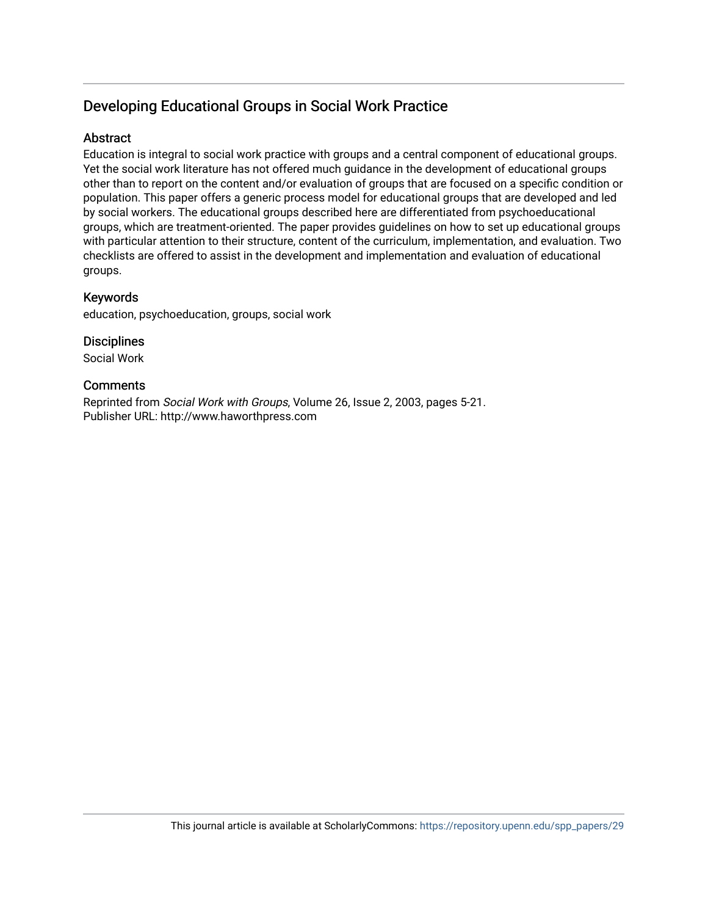# Developing Educational Groups in Social Work Practice

## Abstract

Education is integral to social work practice with groups and a central component of educational groups. Yet the social work literature has not offered much guidance in the development of educational groups other than to report on the content and/or evaluation of groups that are focused on a specific condition or population. This paper offers a generic process model for educational groups that are developed and led by social workers. The educational groups described here are differentiated from psychoeducational groups, which are treatment-oriented. The paper provides guidelines on how to set up educational groups with particular attention to their structure, content of the curriculum, implementation, and evaluation. Two checklists are offered to assist in the development and implementation and evaluation of educational groups.

## Keywords

education, psychoeducation, groups, social work

## Disciplines

Social Work

## Comments

Reprinted from *Social Work with Groups*, Volume 26, Issue 2, 2003, pages 5-21.
Publisher URL: http://www.haworthpress.com

This journal article is available at ScholarlyCommons: https://repository.upenn.edu/spp_papers/29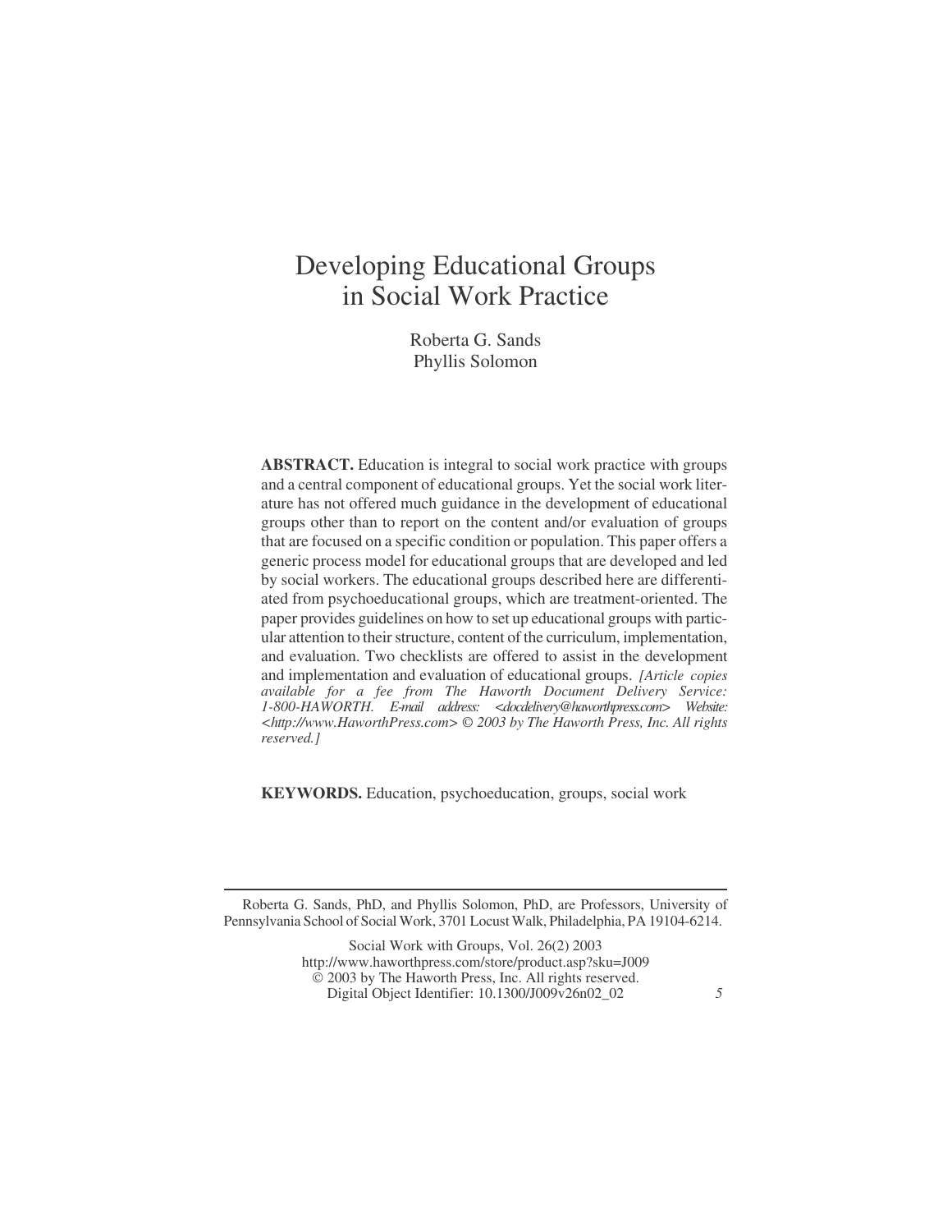# Developing Educational Groups in Social Work Practice

Roberta G. Sands
Phyllis Solomon

**ABSTRACT.** Education is integral to social work practice with groups and a central component of educational groups. Yet the social work literature has not offered much guidance in the development of educational groups other than to report on the content and/or evaluation of groups that are focused on a specific condition or population. This paper offers a generic process model for educational groups that are developed and led by social workers. The educational groups described here are differentiated from psychoeducational groups, which are treatment-oriented. The paper provides guidelines on how to set up educational groups with particular attention to their structure, content of the curriculum, implementation, and evaluation. Two checklists are offered to assist in the development and implementation and evaluation of educational groups. *[Article copies available for a fee from The Haworth Document Delivery Service: 1-800-HAWORTH. E-mail address: <docdelivery@haworthpress.com> Website: <http://www.HaworthPress.com> © 2003 by The Haworth Press, Inc. All rights reserved.]*

**KEYWORDS.** Education, psychoeducation, groups, social work

---

Roberta G. Sands, PhD, and Phyllis Solomon, PhD, are Professors, University of Pennsylvania School of Social Work, 3701 Locust Walk, Philadelphia, PA 19104-6214.

Social Work with Groups, Vol. 26(2) 2003
http://www.haworthpress.com/store/product.asp?sku=J009
© 2003 by The Haworth Press, Inc. All rights reserved.
Digital Object Identifier: 10.1300/J009v26n02_02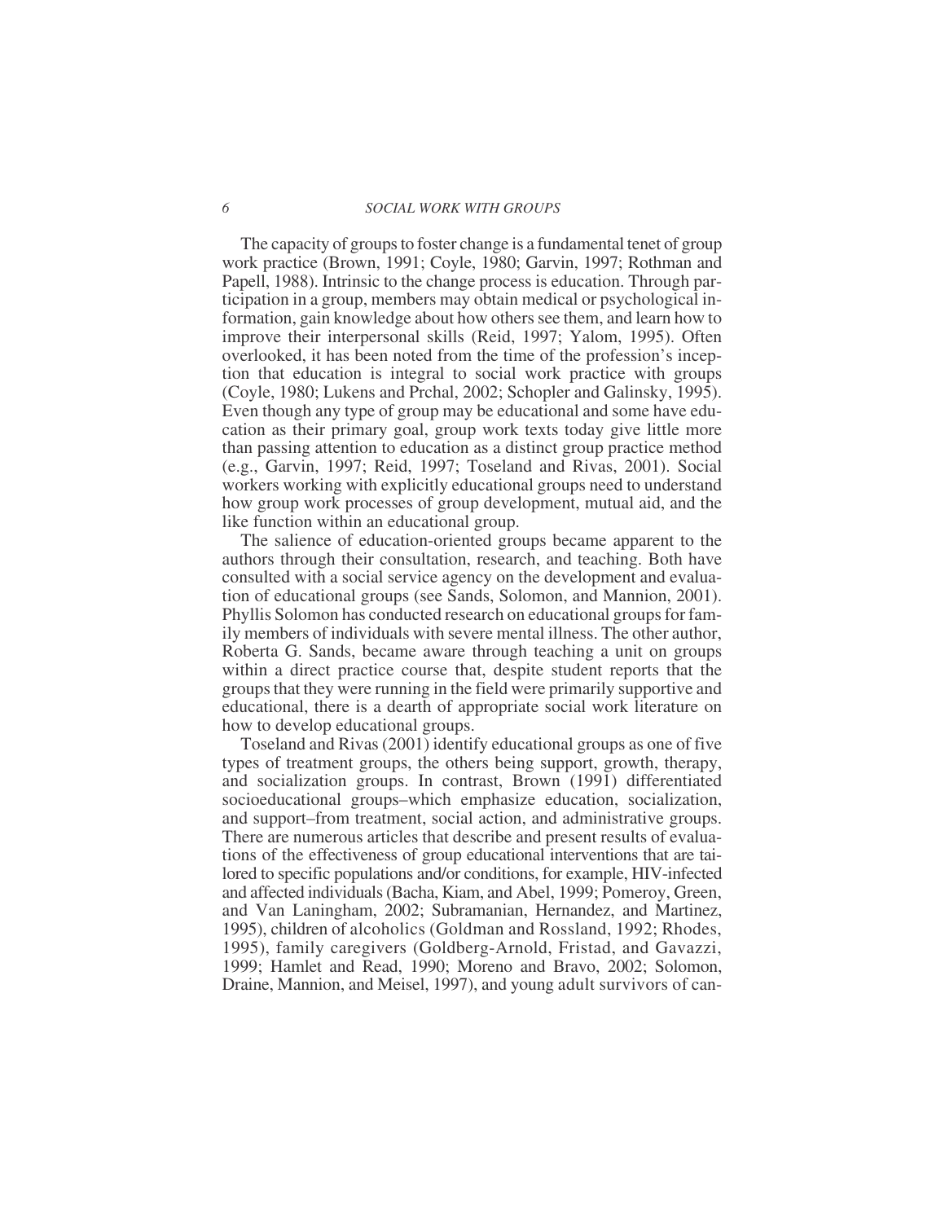The capacity of groups to foster change is a fundamental tenet of group work practice (Brown, 1991; Coyle, 1980; Garvin, 1997; Rothman and Papell, 1988). Intrinsic to the change process is education. Through participation in a group, members may obtain medical or psychological information, gain knowledge about how others see them, and learn how to improve their interpersonal skills (Reid, 1997; Yalom, 1995). Often overlooked, it has been noted from the time of the profession's inception that education is integral to social work practice with groups (Coyle, 1980; Lukens and Prchal, 2002; Schopler and Galinsky, 1995). Even though any type of group may be educational and some have education as their primary goal, group work texts today give little more than passing attention to education as a distinct group practice method (e.g., Garvin, 1997; Reid, 1997; Toseland and Rivas, 2001). Social workers working with explicitly educational groups need to understand how group work processes of group development, mutual aid, and the like function within an educational group.

The salience of education-oriented groups became apparent to the authors through their consultation, research, and teaching. Both have consulted with a social service agency on the development and evaluation of educational groups (see Sands, Solomon, and Mannion, 2001). Phyllis Solomon has conducted research on educational groups for family members of individuals with severe mental illness. The other author, Roberta G. Sands, became aware through teaching a unit on groups within a direct practice course that, despite student reports that the groups that they were running in the field were primarily supportive and educational, there is a dearth of appropriate social work literature on how to develop educational groups.

Toseland and Rivas (2001) identify educational groups as one of five types of treatment groups, the others being support, growth, therapy, and socialization groups. In contrast, Brown (1991) differentiated socioeducational groups–which emphasize education, socialization, and support–from treatment, social action, and administrative groups. There are numerous articles that describe and present results of evaluations of the effectiveness of group educational interventions that are tailored to specific populations and/or conditions, for example, HIV-infected and affected individuals (Bacha, Kiam, and Abel, 1999; Pomeroy, Green, and Van Laningham, 2002; Subramanian, Hernandez, and Martinez, 1995), children of alcoholics (Goldman and Rossland, 1992; Rhodes, 1995), family caregivers (Goldberg-Arnold, Fristad, and Gavazzi, 1999; Hamlet and Read, 1990; Moreno and Bravo, 2002; Solomon, Draine, Mannion, and Meisel, 1997), and young adult survivors of can-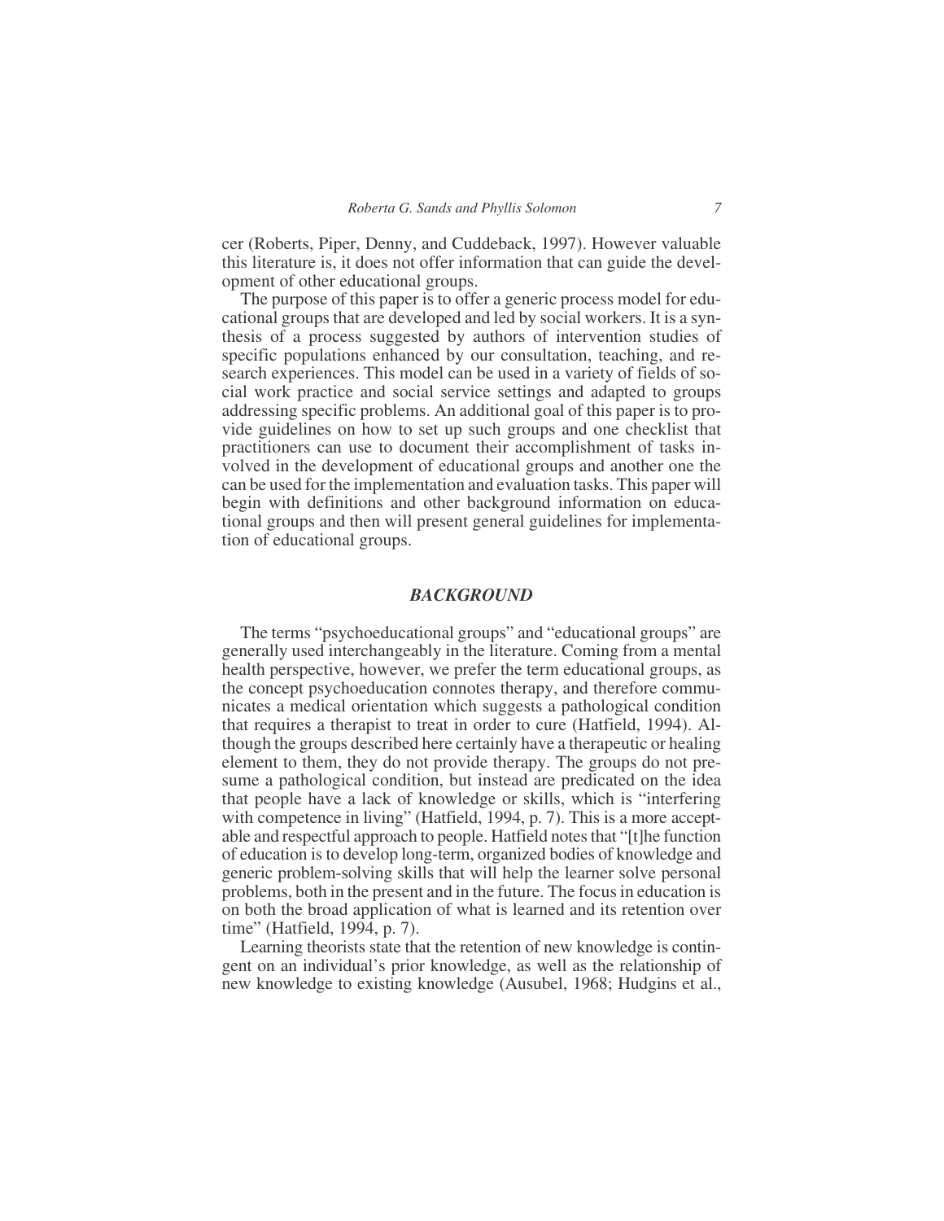cer (Roberts, Piper, Denny, and Cuddeback, 1997). However valuable this literature is, it does not offer information that can guide the development of other educational groups.

The purpose of this paper is to offer a generic process model for educational groups that are developed and led by social workers. It is a synthesis of a process suggested by authors of intervention studies of specific populations enhanced by our consultation, teaching, and research experiences. This model can be used in a variety of fields of social work practice and social service settings and adapted to groups addressing specific problems. An additional goal of this paper is to provide guidelines on how to set up such groups and one checklist that practitioners can use to document their accomplishment of tasks involved in the development of educational groups and another one the can be used for the implementation and evaluation tasks. This paper will begin with definitions and other background information on educational groups and then will present general guidelines for implementation of educational groups.

## *BACKGROUND*

The terms "psychoeducational groups" and "educational groups" are generally used interchangeably in the literature. Coming from a mental health perspective, however, we prefer the term educational groups, as the concept psychoeducation connotes therapy, and therefore communicates a medical orientation which suggests a pathological condition that requires a therapist to treat in order to cure (Hatfield, 1994). Although the groups described here certainly have a therapeutic or healing element to them, they do not provide therapy. The groups do not presume a pathological condition, but instead are predicated on the idea that people have a lack of knowledge or skills, which is "interfering with competence in living" (Hatfield, 1994, p. 7). This is a more acceptable and respectful approach to people. Hatfield notes that "[t]he function of education is to develop long-term, organized bodies of knowledge and generic problem-solving skills that will help the learner solve personal problems, both in the present and in the future. The focus in education is on both the broad application of what is learned and its retention over time" (Hatfield, 1994, p. 7).

Learning theorists state that the retention of new knowledge is contingent on an individual's prior knowledge, as well as the relationship of new knowledge to existing knowledge (Ausubel, 1968; Hudgins et al.,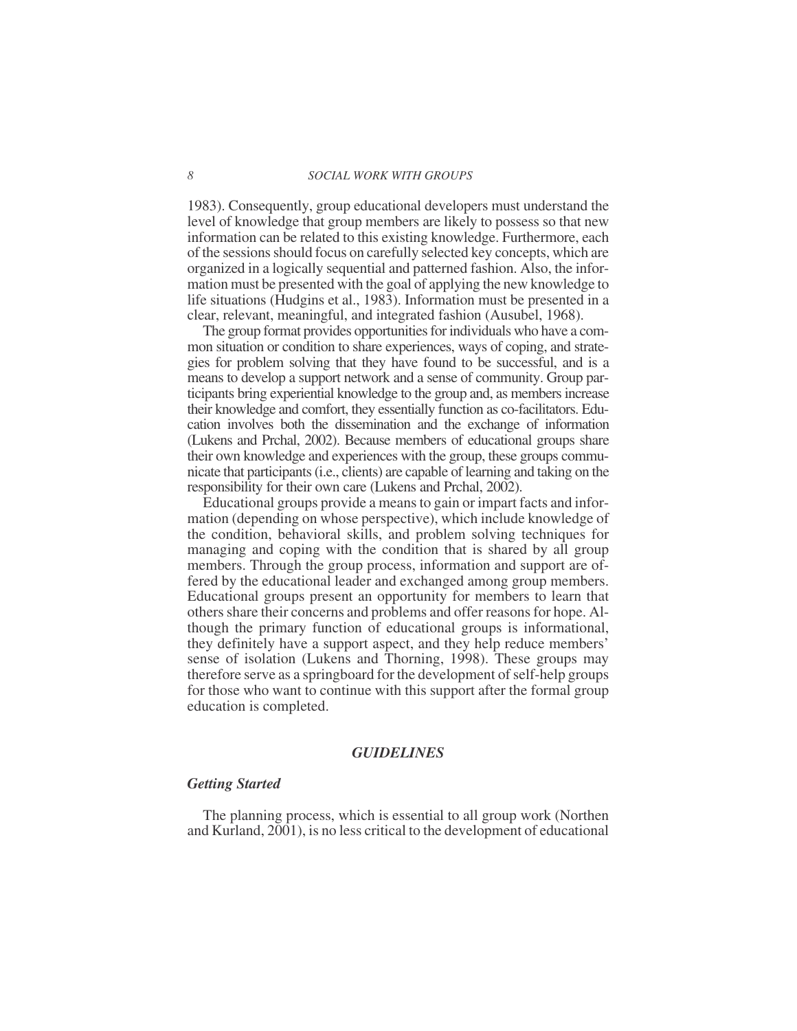1983). Consequently, group educational developers must understand the level of knowledge that group members are likely to possess so that new information can be related to this existing knowledge. Furthermore, each of the sessions should focus on carefully selected key concepts, which are organized in a logically sequential and patterned fashion. Also, the information must be presented with the goal of applying the new knowledge to life situations (Hudgins et al., 1983). Information must be presented in a clear, relevant, meaningful, and integrated fashion (Ausubel, 1968).

The group format provides opportunities for individuals who have a common situation or condition to share experiences, ways of coping, and strategies for problem solving that they have found to be successful, and is a means to develop a support network and a sense of community. Group participants bring experiential knowledge to the group and, as members increase their knowledge and comfort, they essentially function as co-facilitators. Education involves both the dissemination and the exchange of information (Lukens and Prchal, 2002). Because members of educational groups share their own knowledge and experiences with the group, these groups communicate that participants (i.e., clients) are capable of learning and taking on the responsibility for their own care (Lukens and Prchal, 2002).

Educational groups provide a means to gain or impart facts and information (depending on whose perspective), which include knowledge of the condition, behavioral skills, and problem solving techniques for managing and coping with the condition that is shared by all group members. Through the group process, information and support are offered by the educational leader and exchanged among group members. Educational groups present an opportunity for members to learn that others share their concerns and problems and offer reasons for hope. Although the primary function of educational groups is informational, they definitely have a support aspect, and they help reduce members' sense of isolation (Lukens and Thorning, 1998). These groups may therefore serve as a springboard for the development of self-help groups for those who want to continue with this support after the formal group education is completed.

## *GUIDELINES*

### *Getting Started*

The planning process, which is essential to all group work (Northen and Kurland, 2001), is no less critical to the development of educational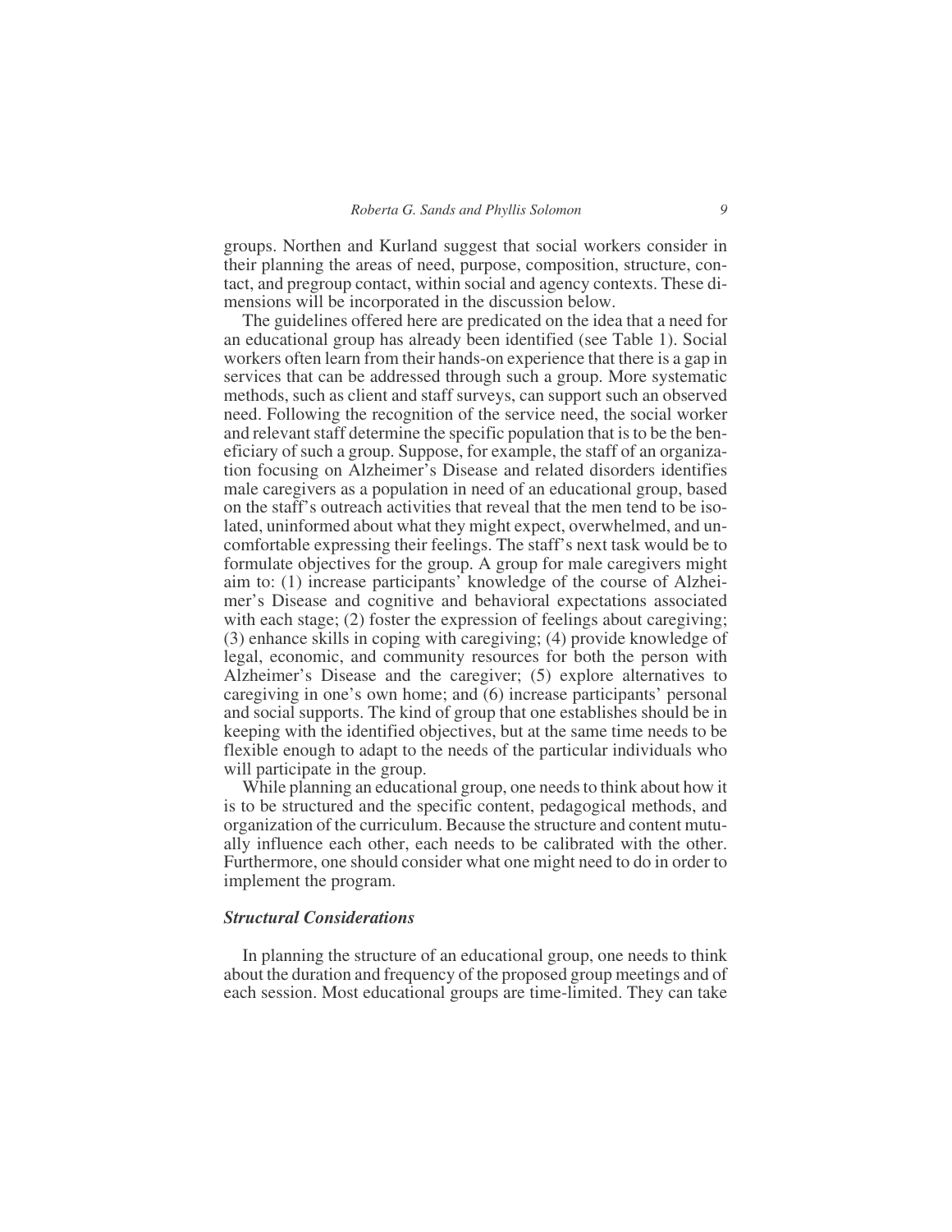groups. Northen and Kurland suggest that social workers consider in their planning the areas of need, purpose, composition, structure, contact, and pregroup contact, within social and agency contexts. These dimensions will be incorporated in the discussion below.

The guidelines offered here are predicated on the idea that a need for an educational group has already been identified (see Table 1). Social workers often learn from their hands-on experience that there is a gap in services that can be addressed through such a group. More systematic methods, such as client and staff surveys, can support such an observed need. Following the recognition of the service need, the social worker and relevant staff determine the specific population that is to be the beneficiary of such a group. Suppose, for example, the staff of an organization focusing on Alzheimer's Disease and related disorders identifies male caregivers as a population in need of an educational group, based on the staff's outreach activities that reveal that the men tend to be isolated, uninformed about what they might expect, overwhelmed, and uncomfortable expressing their feelings. The staff's next task would be to formulate objectives for the group. A group for male caregivers might aim to: (1) increase participants' knowledge of the course of Alzheimer's Disease and cognitive and behavioral expectations associated with each stage; (2) foster the expression of feelings about caregiving; (3) enhance skills in coping with caregiving; (4) provide knowledge of legal, economic, and community resources for both the person with Alzheimer's Disease and the caregiver; (5) explore alternatives to caregiving in one's own home; and (6) increase participants' personal and social supports. The kind of group that one establishes should be in keeping with the identified objectives, but at the same time needs to be flexible enough to adapt to the needs of the particular individuals who will participate in the group.

While planning an educational group, one needs to think about how it is to be structured and the specific content, pedagogical methods, and organization of the curriculum. Because the structure and content mutually influence each other, each needs to be calibrated with the other. Furthermore, one should consider what one might need to do in order to implement the program.

### *Structural Considerations*

In planning the structure of an educational group, one needs to think about the duration and frequency of the proposed group meetings and of each session. Most educational groups are time-limited. They can take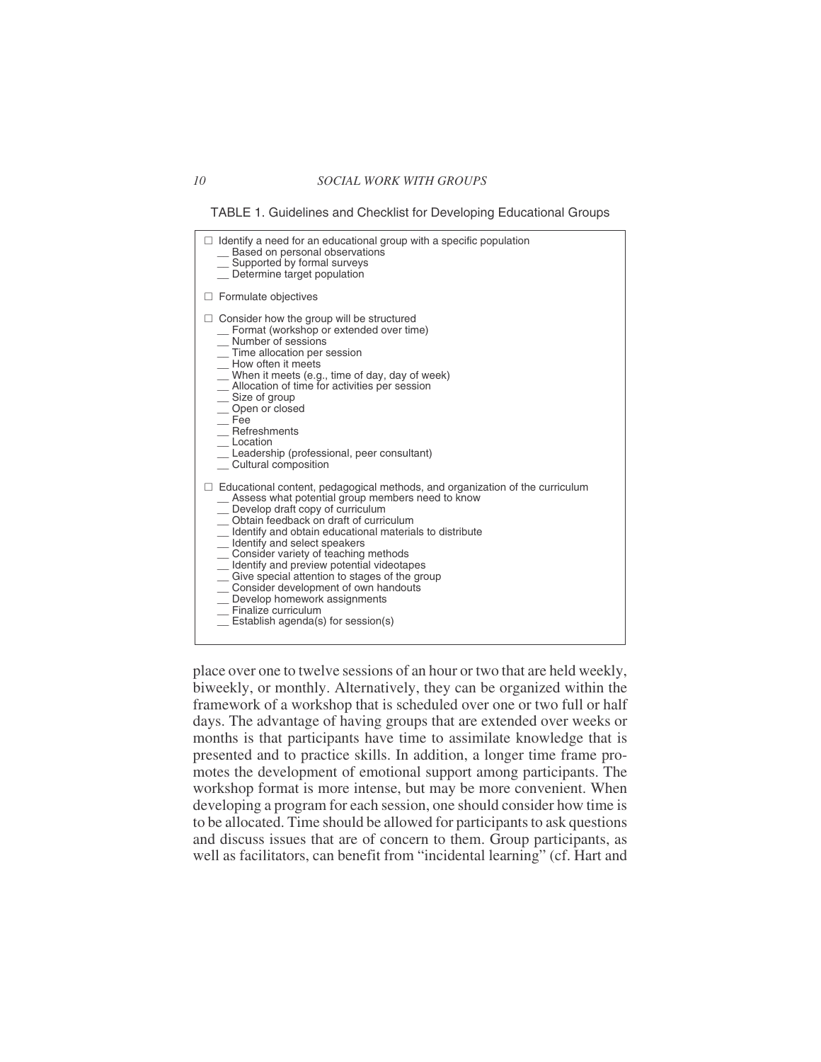TABLE 1. Guidelines and Checklist for Developing Educational Groups

☐ Identify a need for an educational group with a specific population
- __ Based on personal observations
- __ Supported by formal surveys
- __ Determine target population

☐ Formulate objectives

☐ Consider how the group will be structured
- __ Format (workshop or extended over time)
- __ Number of sessions
- __ Time allocation per session
- __ How often it meets
- __ When it meets (e.g., time of day, day of week)
- __ Allocation of time for activities per session
- __ Size of group
- __ Open or closed
- __ Fee
- __ Refreshments
- __ Location
- __ Leadership (professional, peer consultant)
- __ Cultural composition

☐ Educational content, pedagogical methods, and organization of the curriculum
- __ Assess what potential group members need to know
- __ Develop draft copy of curriculum
- __ Obtain feedback on draft of curriculum
- __ Identify and obtain educational materials to distribute
- __ Identify and select speakers
- __ Consider variety of teaching methods
- __ Identify and preview potential videotapes
- __ Give special attention to stages of the group
- __ Consider development of own handouts
- __ Develop homework assignments
- __ Finalize curriculum
- __ Establish agenda(s) for session(s)

place over one to twelve sessions of an hour or two that are held weekly, biweekly, or monthly. Alternatively, they can be organized within the framework of a workshop that is scheduled over one or two full or half days. The advantage of having groups that are extended over weeks or months is that participants have time to assimilate knowledge that is presented and to practice skills. In addition, a longer time frame promotes the development of emotional support among participants. The workshop format is more intense, but may be more convenient. When developing a program for each session, one should consider how time is to be allocated. Time should be allowed for participants to ask questions and discuss issues that are of concern to them. Group participants, as well as facilitators, can benefit from "incidental learning" (cf. Hart and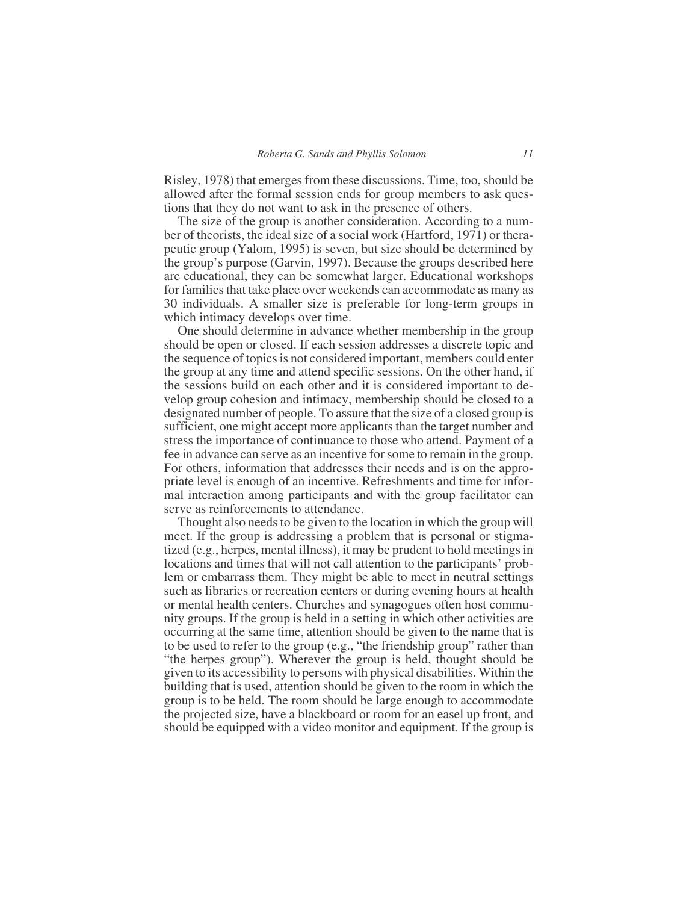Risley, 1978) that emerges from these discussions. Time, too, should be allowed after the formal session ends for group members to ask questions that they do not want to ask in the presence of others.

The size of the group is another consideration. According to a number of theorists, the ideal size of a social work (Hartford, 1971) or therapeutic group (Yalom, 1995) is seven, but size should be determined by the group's purpose (Garvin, 1997). Because the groups described here are educational, they can be somewhat larger. Educational workshops for families that take place over weekends can accommodate as many as 30 individuals. A smaller size is preferable for long-term groups in which intimacy develops over time.

One should determine in advance whether membership in the group should be open or closed. If each session addresses a discrete topic and the sequence of topics is not considered important, members could enter the group at any time and attend specific sessions. On the other hand, if the sessions build on each other and it is considered important to develop group cohesion and intimacy, membership should be closed to a designated number of people. To assure that the size of a closed group is sufficient, one might accept more applicants than the target number and stress the importance of continuance to those who attend. Payment of a fee in advance can serve as an incentive for some to remain in the group. For others, information that addresses their needs and is on the appropriate level is enough of an incentive. Refreshments and time for informal interaction among participants and with the group facilitator can serve as reinforcements to attendance.

Thought also needs to be given to the location in which the group will meet. If the group is addressing a problem that is personal or stigmatized (e.g., herpes, mental illness), it may be prudent to hold meetings in locations and times that will not call attention to the participants' problem or embarrass them. They might be able to meet in neutral settings such as libraries or recreation centers or during evening hours at health or mental health centers. Churches and synagogues often host community groups. If the group is held in a setting in which other activities are occurring at the same time, attention should be given to the name that is to be used to refer to the group (e.g., "the friendship group" rather than "the herpes group"). Wherever the group is held, thought should be given to its accessibility to persons with physical disabilities. Within the building that is used, attention should be given to the room in which the group is to be held. The room should be large enough to accommodate the projected size, have a blackboard or room for an easel up front, and should be equipped with a video monitor and equipment. If the group is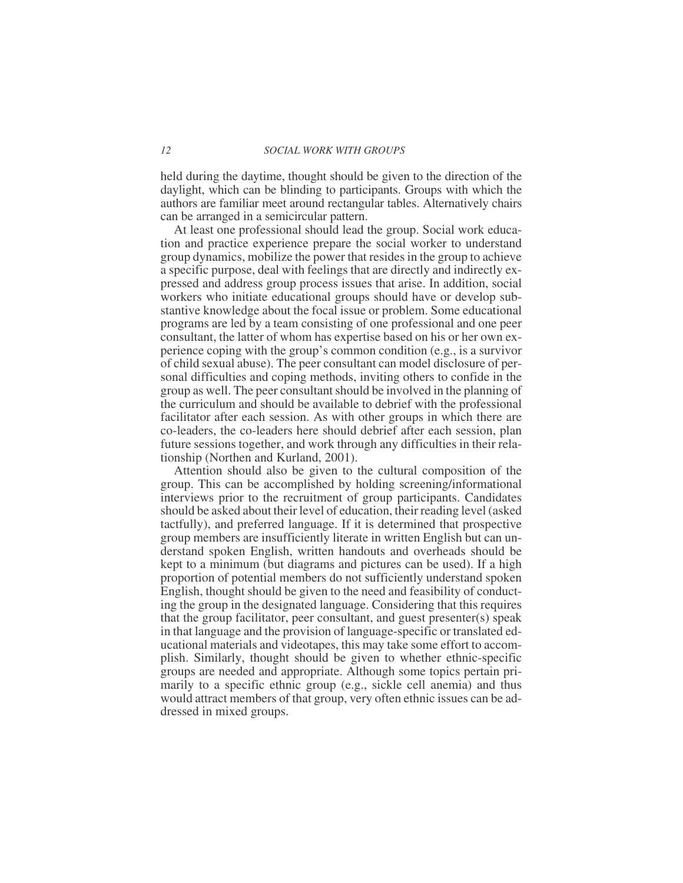held during the daytime, thought should be given to the direction of the daylight, which can be blinding to participants. Groups with which the authors are familiar meet around rectangular tables. Alternatively chairs can be arranged in a semicircular pattern.

At least one professional should lead the group. Social work education and practice experience prepare the social worker to understand group dynamics, mobilize the power that resides in the group to achieve a specific purpose, deal with feelings that are directly and indirectly expressed and address group process issues that arise. In addition, social workers who initiate educational groups should have or develop substantive knowledge about the focal issue or problem. Some educational programs are led by a team consisting of one professional and one peer consultant, the latter of whom has expertise based on his or her own experience coping with the group's common condition (e.g., is a survivor of child sexual abuse). The peer consultant can model disclosure of personal difficulties and coping methods, inviting others to confide in the group as well. The peer consultant should be involved in the planning of the curriculum and should be available to debrief with the professional facilitator after each session. As with other groups in which there are co-leaders, the co-leaders here should debrief after each session, plan future sessions together, and work through any difficulties in their relationship (Northen and Kurland, 2001).

Attention should also be given to the cultural composition of the group. This can be accomplished by holding screening/informational interviews prior to the recruitment of group participants. Candidates should be asked about their level of education, their reading level (asked tactfully), and preferred language. If it is determined that prospective group members are insufficiently literate in written English but can understand spoken English, written handouts and overheads should be kept to a minimum (but diagrams and pictures can be used). If a high proportion of potential members do not sufficiently understand spoken English, thought should be given to the need and feasibility of conducting the group in the designated language. Considering that this requires that the group facilitator, peer consultant, and guest presenter(s) speak in that language and the provision of language-specific or translated educational materials and videotapes, this may take some effort to accomplish. Similarly, thought should be given to whether ethnic-specific groups are needed and appropriate. Although some topics pertain primarily to a specific ethnic group (e.g., sickle cell anemia) and thus would attract members of that group, very often ethnic issues can be addressed in mixed groups.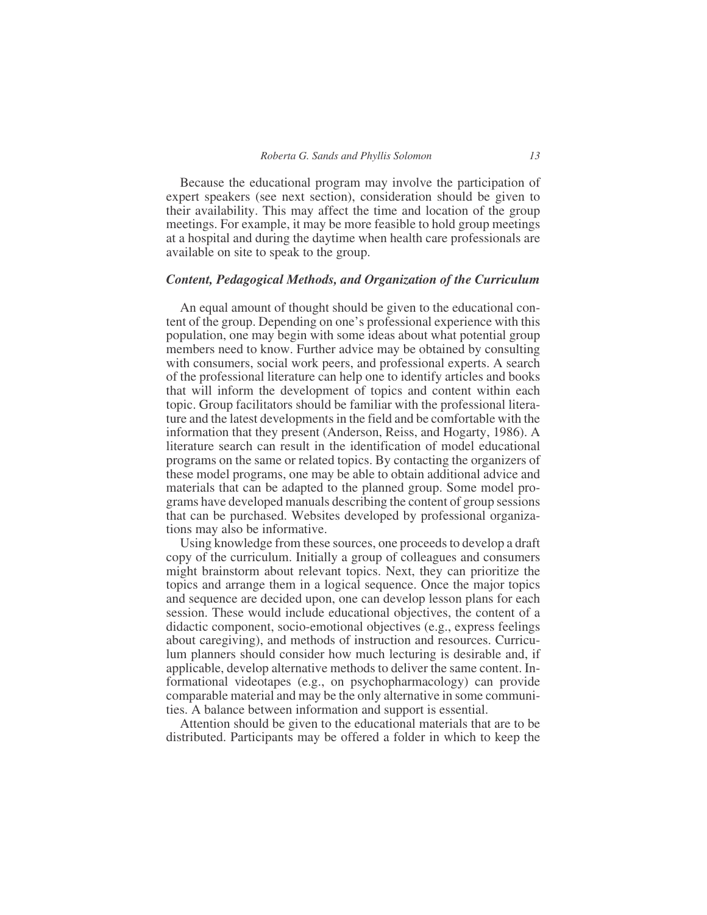Because the educational program may involve the participation of expert speakers (see next section), consideration should be given to their availability. This may affect the time and location of the group meetings. For example, it may be more feasible to hold group meetings at a hospital and during the daytime when health care professionals are available on site to speak to the group.

### *Content, Pedagogical Methods, and Organization of the Curriculum*

An equal amount of thought should be given to the educational content of the group. Depending on one's professional experience with this population, one may begin with some ideas about what potential group members need to know. Further advice may be obtained by consulting with consumers, social work peers, and professional experts. A search of the professional literature can help one to identify articles and books that will inform the development of topics and content within each topic. Group facilitators should be familiar with the professional literature and the latest developments in the field and be comfortable with the information that they present (Anderson, Reiss, and Hogarty, 1986). A literature search can result in the identification of model educational programs on the same or related topics. By contacting the organizers of these model programs, one may be able to obtain additional advice and materials that can be adapted to the planned group. Some model programs have developed manuals describing the content of group sessions that can be purchased. Websites developed by professional organizations may also be informative.

Using knowledge from these sources, one proceeds to develop a draft copy of the curriculum. Initially a group of colleagues and consumers might brainstorm about relevant topics. Next, they can prioritize the topics and arrange them in a logical sequence. Once the major topics and sequence are decided upon, one can develop lesson plans for each session. These would include educational objectives, the content of a didactic component, socio-emotional objectives (e.g., express feelings about caregiving), and methods of instruction and resources. Curriculum planners should consider how much lecturing is desirable and, if applicable, develop alternative methods to deliver the same content. Informational videotapes (e.g., on psychopharmacology) can provide comparable material and may be the only alternative in some communities. A balance between information and support is essential.

Attention should be given to the educational materials that are to be distributed. Participants may be offered a folder in which to keep the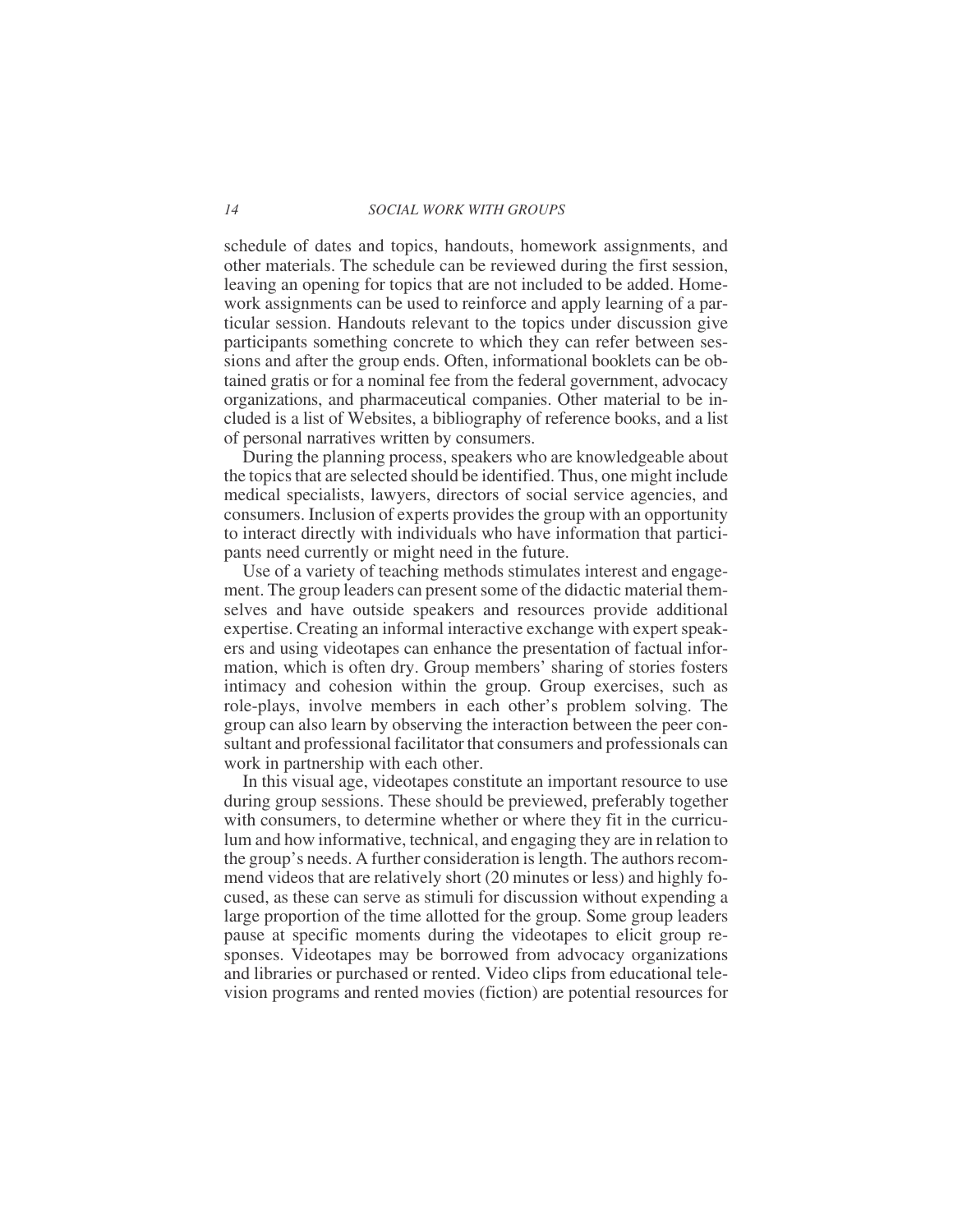schedule of dates and topics, handouts, homework assignments, and other materials. The schedule can be reviewed during the first session, leaving an opening for topics that are not included to be added. Homework assignments can be used to reinforce and apply learning of a particular session. Handouts relevant to the topics under discussion give participants something concrete to which they can refer between sessions and after the group ends. Often, informational booklets can be obtained gratis or for a nominal fee from the federal government, advocacy organizations, and pharmaceutical companies. Other material to be included is a list of Websites, a bibliography of reference books, and a list of personal narratives written by consumers.

During the planning process, speakers who are knowledgeable about the topics that are selected should be identified. Thus, one might include medical specialists, lawyers, directors of social service agencies, and consumers. Inclusion of experts provides the group with an opportunity to interact directly with individuals who have information that participants need currently or might need in the future.

Use of a variety of teaching methods stimulates interest and engagement. The group leaders can present some of the didactic material themselves and have outside speakers and resources provide additional expertise. Creating an informal interactive exchange with expert speakers and using videotapes can enhance the presentation of factual information, which is often dry. Group members' sharing of stories fosters intimacy and cohesion within the group. Group exercises, such as role-plays, involve members in each other's problem solving. The group can also learn by observing the interaction between the peer consultant and professional facilitator that consumers and professionals can work in partnership with each other.

In this visual age, videotapes constitute an important resource to use during group sessions. These should be previewed, preferably together with consumers, to determine whether or where they fit in the curriculum and how informative, technical, and engaging they are in relation to the group's needs. A further consideration is length. The authors recommend videos that are relatively short (20 minutes or less) and highly focused, as these can serve as stimuli for discussion without expending a large proportion of the time allotted for the group. Some group leaders pause at specific moments during the videotapes to elicit group responses. Videotapes may be borrowed from advocacy organizations and libraries or purchased or rented. Video clips from educational television programs and rented movies (fiction) are potential resources for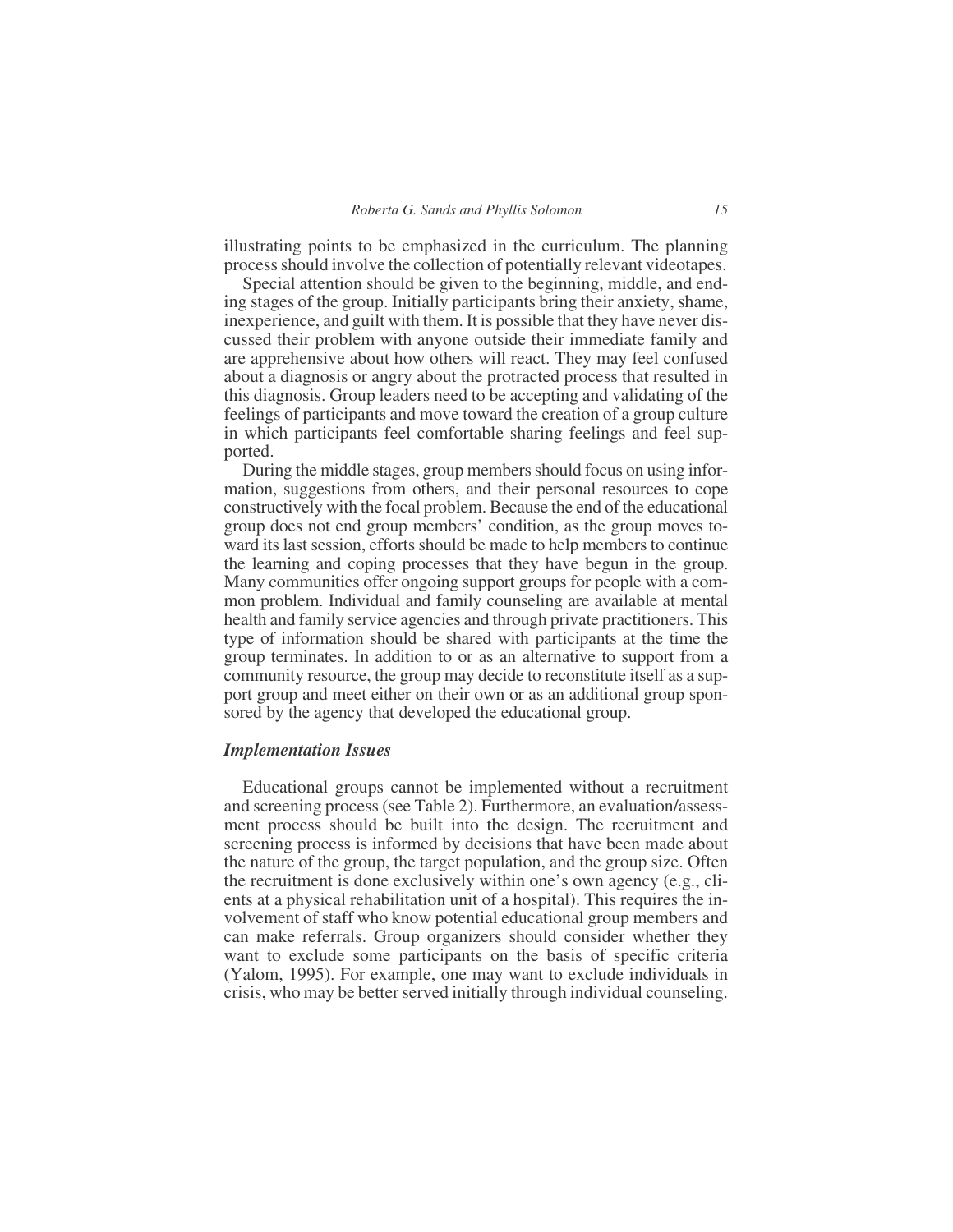illustrating points to be emphasized in the curriculum. The planning process should involve the collection of potentially relevant videotapes.

Special attention should be given to the beginning, middle, and ending stages of the group. Initially participants bring their anxiety, shame, inexperience, and guilt with them. It is possible that they have never discussed their problem with anyone outside their immediate family and are apprehensive about how others will react. They may feel confused about a diagnosis or angry about the protracted process that resulted in this diagnosis. Group leaders need to be accepting and validating of the feelings of participants and move toward the creation of a group culture in which participants feel comfortable sharing feelings and feel supported.

During the middle stages, group members should focus on using information, suggestions from others, and their personal resources to cope constructively with the focal problem. Because the end of the educational group does not end group members' condition, as the group moves toward its last session, efforts should be made to help members to continue the learning and coping processes that they have begun in the group. Many communities offer ongoing support groups for people with a common problem. Individual and family counseling are available at mental health and family service agencies and through private practitioners. This type of information should be shared with participants at the time the group terminates. In addition to or as an alternative to support from a community resource, the group may decide to reconstitute itself as a support group and meet either on their own or as an additional group sponsored by the agency that developed the educational group.

### *Implementation Issues*

Educational groups cannot be implemented without a recruitment and screening process (see Table 2). Furthermore, an evaluation/assessment process should be built into the design. The recruitment and screening process is informed by decisions that have been made about the nature of the group, the target population, and the group size. Often the recruitment is done exclusively within one's own agency (e.g., clients at a physical rehabilitation unit of a hospital). This requires the involvement of staff who know potential educational group members and can make referrals. Group organizers should consider whether they want to exclude some participants on the basis of specific criteria (Yalom, 1995). For example, one may want to exclude individuals in crisis, who may be better served initially through individual counseling.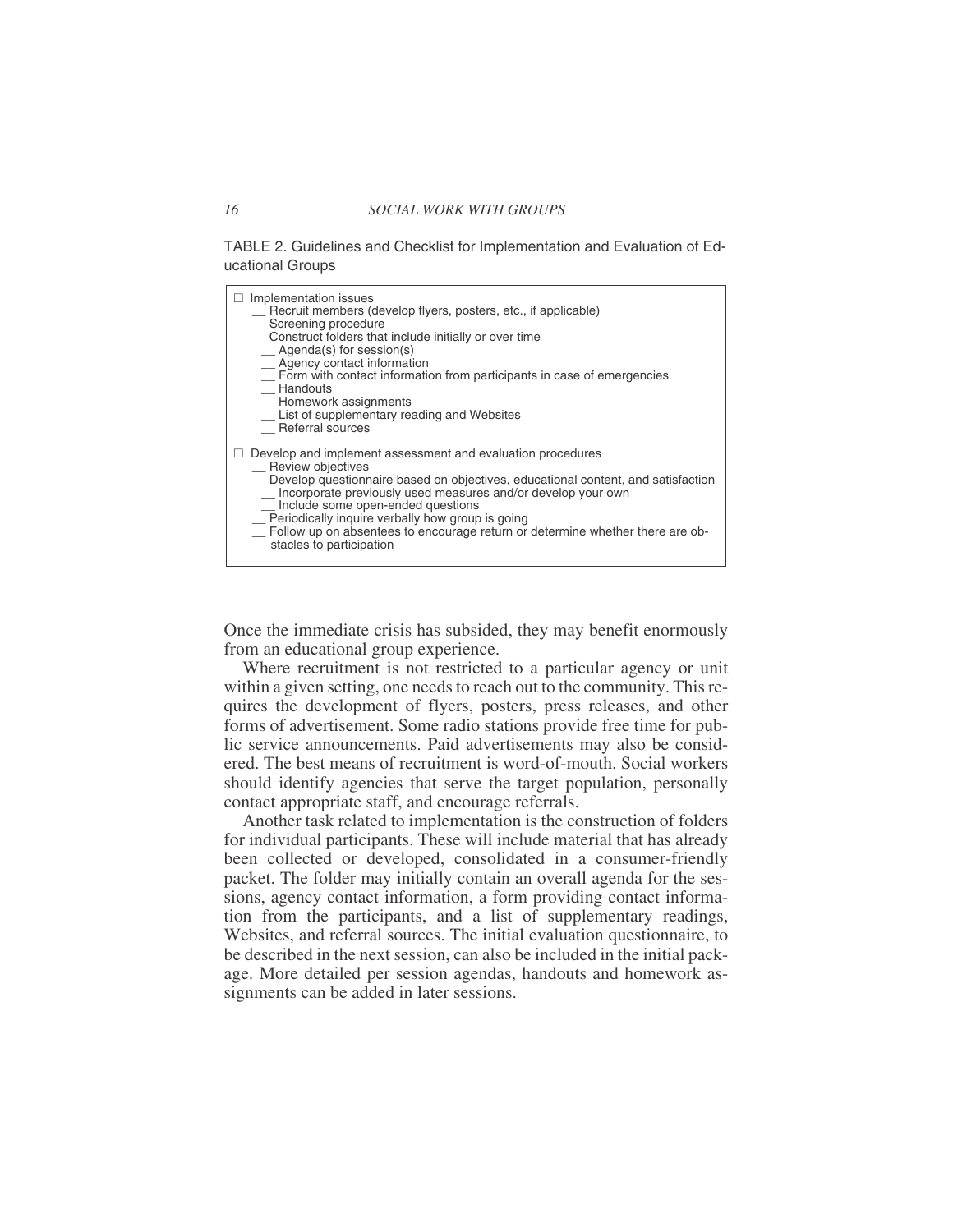TABLE 2. Guidelines and Checklist for Implementation and Evaluation of Educational Groups

☐ Implementation issues
- __ Recruit members (develop flyers, posters, etc., if applicable)
- __ Screening procedure
- __ Construct folders that include initially or over time
  - __ Agenda(s) for session(s)
  - __ Agency contact information
  - __ Form with contact information from participants in case of emergencies
  - __ Handouts
  - __ Homework assignments
  - __ List of supplementary reading and Websites
  - __ Referral sources

☐ Develop and implement assessment and evaluation procedures
- __ Review objectives
- __ Develop questionnaire based on objectives, educational content, and satisfaction
  - __ Incorporate previously used measures and/or develop your own
  - __ Include some open-ended questions
- __ Periodically inquire verbally how group is going
- __ Follow up on absentees to encourage return or determine whether there are obstacles to participation

Once the immediate crisis has subsided, they may benefit enormously from an educational group experience.

Where recruitment is not restricted to a particular agency or unit within a given setting, one needs to reach out to the community. This requires the development of flyers, posters, press releases, and other forms of advertisement. Some radio stations provide free time for public service announcements. Paid advertisements may also be considered. The best means of recruitment is word-of-mouth. Social workers should identify agencies that serve the target population, personally contact appropriate staff, and encourage referrals.

Another task related to implementation is the construction of folders for individual participants. These will include material that has already been collected or developed, consolidated in a consumer-friendly packet. The folder may initially contain an overall agenda for the sessions, agency contact information, a form providing contact information from the participants, and a list of supplementary readings, Websites, and referral sources. The initial evaluation questionnaire, to be described in the next session, can also be included in the initial package. More detailed per session agendas, handouts and homework assignments can be added in later sessions.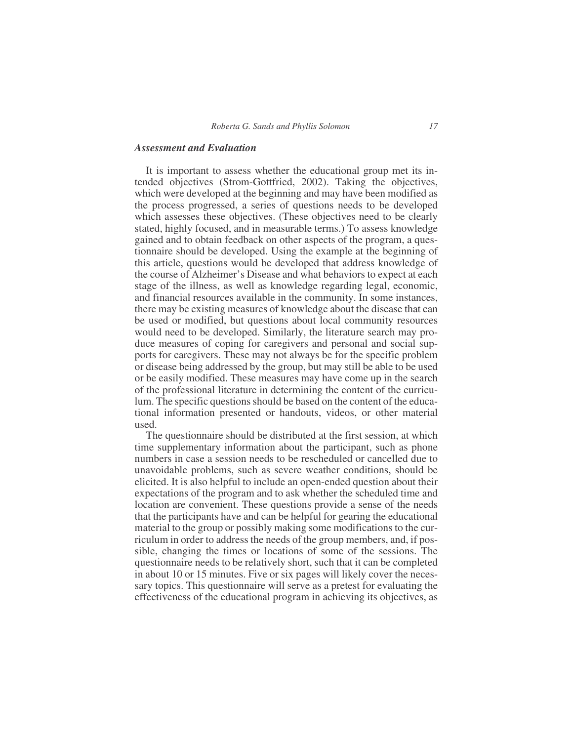### *Assessment and Evaluation*

It is important to assess whether the educational group met its intended objectives (Strom-Gottfried, 2002). Taking the objectives, which were developed at the beginning and may have been modified as the process progressed, a series of questions needs to be developed which assesses these objectives. (These objectives need to be clearly stated, highly focused, and in measurable terms.) To assess knowledge gained and to obtain feedback on other aspects of the program, a questionnaire should be developed. Using the example at the beginning of this article, questions would be developed that address knowledge of the course of Alzheimer's Disease and what behaviors to expect at each stage of the illness, as well as knowledge regarding legal, economic, and financial resources available in the community. In some instances, there may be existing measures of knowledge about the disease that can be used or modified, but questions about local community resources would need to be developed. Similarly, the literature search may produce measures of coping for caregivers and personal and social supports for caregivers. These may not always be for the specific problem or disease being addressed by the group, but may still be able to be used or be easily modified. These measures may have come up in the search of the professional literature in determining the content of the curriculum. The specific questions should be based on the content of the educational information presented or handouts, videos, or other material used.

The questionnaire should be distributed at the first session, at which time supplementary information about the participant, such as phone numbers in case a session needs to be rescheduled or cancelled due to unavoidable problems, such as severe weather conditions, should be elicited. It is also helpful to include an open-ended question about their expectations of the program and to ask whether the scheduled time and location are convenient. These questions provide a sense of the needs that the participants have and can be helpful for gearing the educational material to the group or possibly making some modifications to the curriculum in order to address the needs of the group members, and, if possible, changing the times or locations of some of the sessions. The questionnaire needs to be relatively short, such that it can be completed in about 10 or 15 minutes. Five or six pages will likely cover the necessary topics. This questionnaire will serve as a pretest for evaluating the effectiveness of the educational program in achieving its objectives, as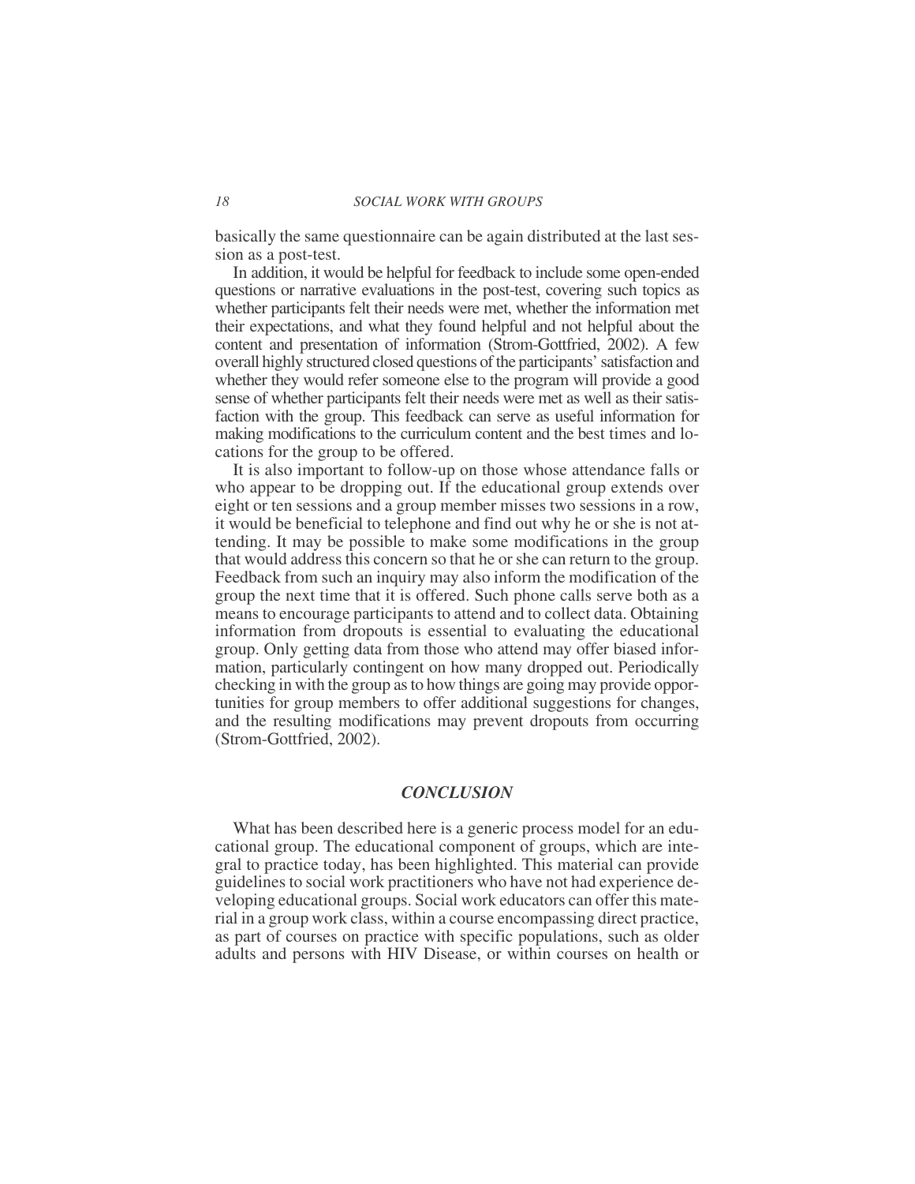basically the same questionnaire can be again distributed at the last session as a post-test.

In addition, it would be helpful for feedback to include some open-ended questions or narrative evaluations in the post-test, covering such topics as whether participants felt their needs were met, whether the information met their expectations, and what they found helpful and not helpful about the content and presentation of information (Strom-Gottfried, 2002). A few overall highly structured closed questions of the participants' satisfaction and whether they would refer someone else to the program will provide a good sense of whether participants felt their needs were met as well as their satisfaction with the group. This feedback can serve as useful information for making modifications to the curriculum content and the best times and locations for the group to be offered.

It is also important to follow-up on those whose attendance falls or who appear to be dropping out. If the educational group extends over eight or ten sessions and a group member misses two sessions in a row, it would be beneficial to telephone and find out why he or she is not attending. It may be possible to make some modifications in the group that would address this concern so that he or she can return to the group. Feedback from such an inquiry may also inform the modification of the group the next time that it is offered. Such phone calls serve both as a means to encourage participants to attend and to collect data. Obtaining information from dropouts is essential to evaluating the educational group. Only getting data from those who attend may offer biased information, particularly contingent on how many dropped out. Periodically checking in with the group as to how things are going may provide opportunities for group members to offer additional suggestions for changes, and the resulting modifications may prevent dropouts from occurring (Strom-Gottfried, 2002).

## *CONCLUSION*

What has been described here is a generic process model for an educational group. The educational component of groups, which are integral to practice today, has been highlighted. This material can provide guidelines to social work practitioners who have not had experience developing educational groups. Social work educators can offer this material in a group work class, within a course encompassing direct practice, as part of courses on practice with specific populations, such as older adults and persons with HIV Disease, or within courses on health or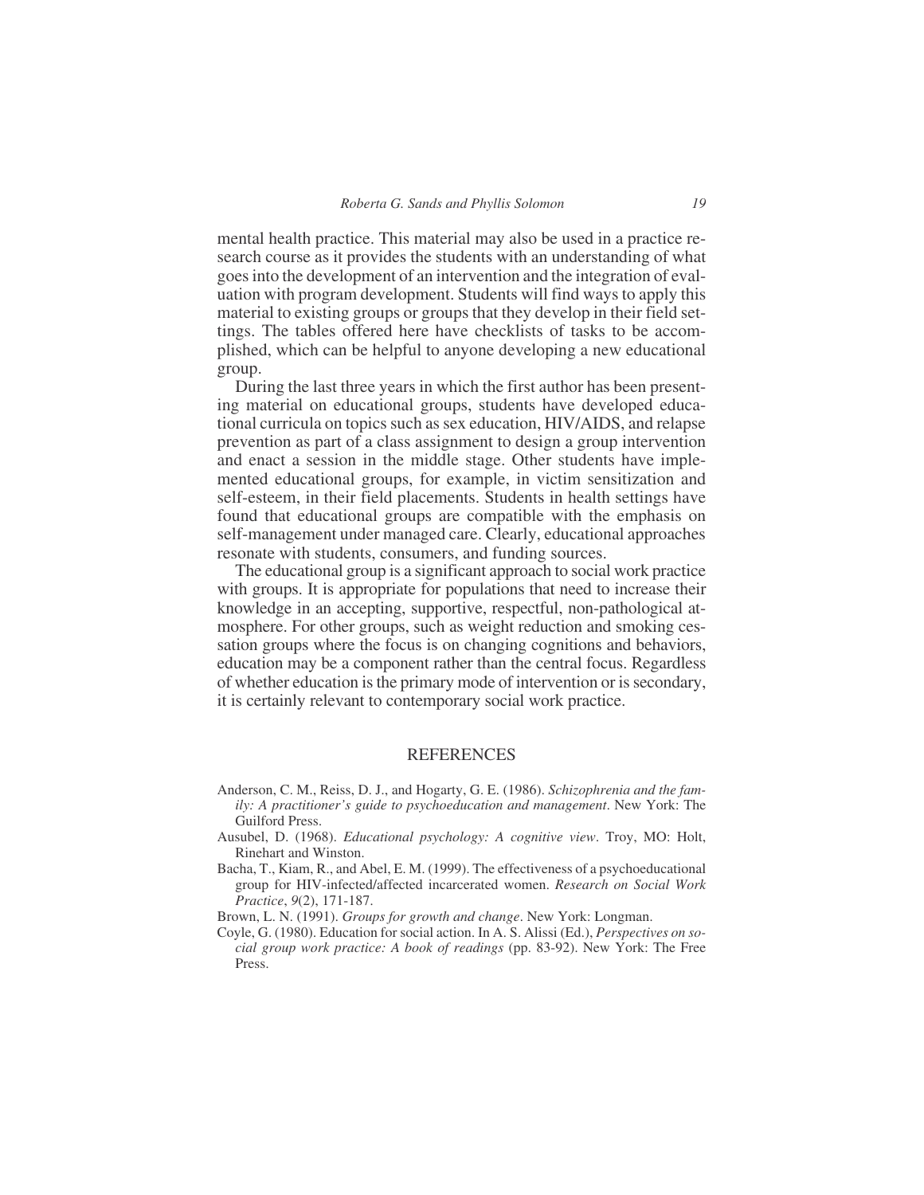mental health practice. This material may also be used in a practice research course as it provides the students with an understanding of what goes into the development of an intervention and the integration of evaluation with program development. Students will find ways to apply this material to existing groups or groups that they develop in their field settings. The tables offered here have checklists of tasks to be accomplished, which can be helpful to anyone developing a new educational group.

During the last three years in which the first author has been presenting material on educational groups, students have developed educational curricula on topics such as sex education, HIV/AIDS, and relapse prevention as part of a class assignment to design a group intervention and enact a session in the middle stage. Other students have implemented educational groups, for example, in victim sensitization and self-esteem, in their field placements. Students in health settings have found that educational groups are compatible with the emphasis on self-management under managed care. Clearly, educational approaches resonate with students, consumers, and funding sources.

The educational group is a significant approach to social work practice with groups. It is appropriate for populations that need to increase their knowledge in an accepting, supportive, respectful, non-pathological atmosphere. For other groups, such as weight reduction and smoking cessation groups where the focus is on changing cognitions and behaviors, education may be a component rather than the central focus. Regardless of whether education is the primary mode of intervention or is secondary, it is certainly relevant to contemporary social work practice.

## REFERENCES

Anderson, C. M., Reiss, D. J., and Hogarty, G. E. (1986). *Schizophrenia and the family: A practitioner's guide to psychoeducation and management*. New York: The Guilford Press.

Ausubel, D. (1968). *Educational psychology: A cognitive view*. Troy, MO: Holt, Rinehart and Winston.

Bacha, T., Kiam, R., and Abel, E. M. (1999). The effectiveness of a psychoeducational group for HIV-infected/affected incarcerated women. *Research on Social Work Practice*, *9*(2), 171-187.

Brown, L. N. (1991). *Groups for growth and change*. New York: Longman.

Coyle, G. (1980). Education for social action. In A. S. Alissi (Ed.), *Perspectives on social group work practice: A book of readings* (pp. 83-92). New York: The Free Press.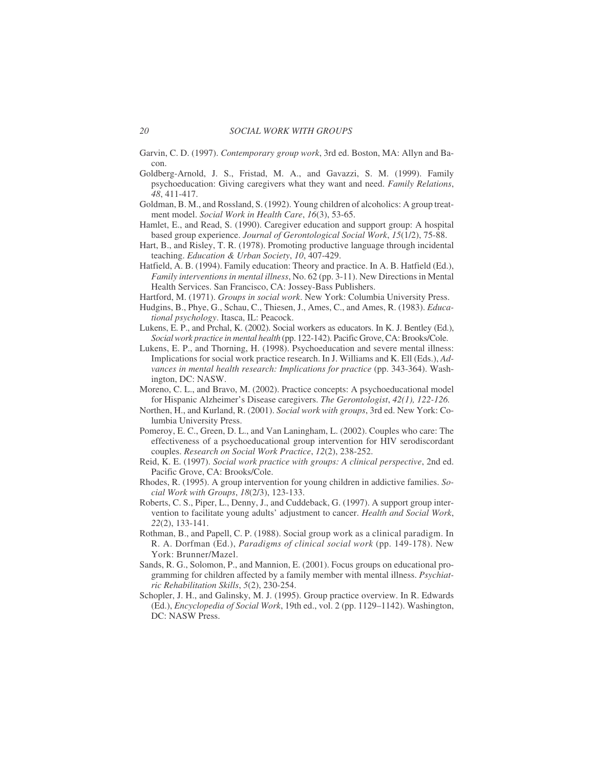Garvin, C. D. (1997). *Contemporary group work*, 3rd ed. Boston, MA: Allyn and Bacon.

Goldberg-Arnold, J. S., Fristad, M. A., and Gavazzi, S. M. (1999). Family psychoeducation: Giving caregivers what they want and need. *Family Relations*, *48*, 411-417.

Goldman, B. M., and Rossland, S. (1992). Young children of alcoholics: A group treatment model. *Social Work in Health Care*, *16*(3), 53-65.

Hamlet, E., and Read, S. (1990). Caregiver education and support group: A hospital based group experience. *Journal of Gerontological Social Work*, *15*(1/2), 75-88.

Hart, B., and Risley, T. R. (1978). Promoting productive language through incidental teaching. *Education & Urban Society*, *10*, 407-429.

Hatfield, A. B. (1994). Family education: Theory and practice. In A. B. Hatfield (Ed.), *Family interventions in mental illness*, No. 62 (pp. 3-11). New Directions in Mental Health Services. San Francisco, CA: Jossey-Bass Publishers.

Hartford, M. (1971). *Groups in social work*. New York: Columbia University Press.

Hudgins, B., Phye, G., Schau, C., Thiesen, J., Ames, C., and Ames, R. (1983). *Educational psychology*. Itasca, IL: Peacock.

Lukens, E. P., and Prchal, K. (2002). Social workers as educators. In K. J. Bentley (Ed.), *Social work practice in mental health* (pp. 122-142). Pacific Grove, CA: Brooks/Cole.

Lukens, E. P., and Thorning, H. (1998). Psychoeducation and severe mental illness: Implications for social work practice research. In J. Williams and K. Ell (Eds.), *Advances in mental health research: Implications for practice* (pp. 343-364). Washington, DC: NASW.

Moreno, C. L., and Bravo, M. (2002). Practice concepts: A psychoeducational model for Hispanic Alzheimer's Disease caregivers. *The Gerontologist*, *42(1), 122-126.*

Northen, H., and Kurland, R. (2001). *Social work with groups*, 3rd ed. New York: Columbia University Press.

Pomeroy, E. C., Green, D. L., and Van Laningham, L. (2002). Couples who care: The effectiveness of a psychoeducational group intervention for HIV serodiscordant couples. *Research on Social Work Practice*, *12*(2), 238-252.

Reid, K. E. (1997). *Social work practice with groups: A clinical perspective*, 2nd ed. Pacific Grove, CA: Brooks/Cole.

Rhodes, R. (1995). A group intervention for young children in addictive families. *Social Work with Groups*, *18*(2/3), 123-133.

Roberts, C. S., Piper, L., Denny, J., and Cuddeback, G. (1997). A support group intervention to facilitate young adults' adjustment to cancer. *Health and Social Work*, *22*(2), 133-141.

Rothman, B., and Papell, C. P. (1988). Social group work as a clinical paradigm. In R. A. Dorfman (Ed.), *Paradigms of clinical social work* (pp. 149-178). New York: Brunner/Mazel.

Sands, R. G., Solomon, P., and Mannion, E. (2001). Focus groups on educational programming for children affected by a family member with mental illness. *Psychiatric Rehabilitation Skills*, *5*(2), 230-254.

Schopler, J. H., and Galinsky, M. J. (1995). Group practice overview. In R. Edwards (Ed.), *Encyclopedia of Social Work*, 19th ed., vol. 2 (pp. 1129–1142). Washington, DC: NASW Press.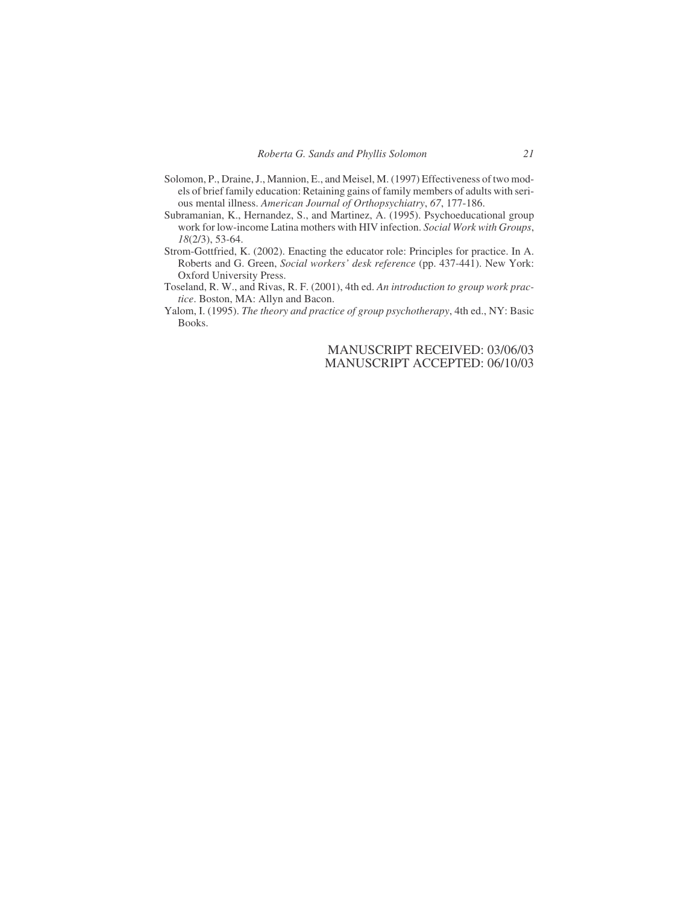Solomon, P., Draine, J., Mannion, E., and Meisel, M. (1997) Effectiveness of two models of brief family education: Retaining gains of family members of adults with serious mental illness. *American Journal of Orthopsychiatry*, *67*, 177-186.

Subramanian, K., Hernandez, S., and Martinez, A. (1995). Psychoeducational group work for low-income Latina mothers with HIV infection. *Social Work with Groups*, *18*(2/3), 53-64.

Strom-Gottfried, K. (2002). Enacting the educator role: Principles for practice. In A. Roberts and G. Green, *Social workers' desk reference* (pp. 437-441). New York: Oxford University Press.

Toseland, R. W., and Rivas, R. F. (2001), 4th ed. *An introduction to group work practice*. Boston, MA: Allyn and Bacon.

Yalom, I. (1995). *The theory and practice of group psychotherapy*, 4th ed., NY: Basic Books.

MANUSCRIPT RECEIVED: 03/06/03
MANUSCRIPT ACCEPTED: 06/10/03